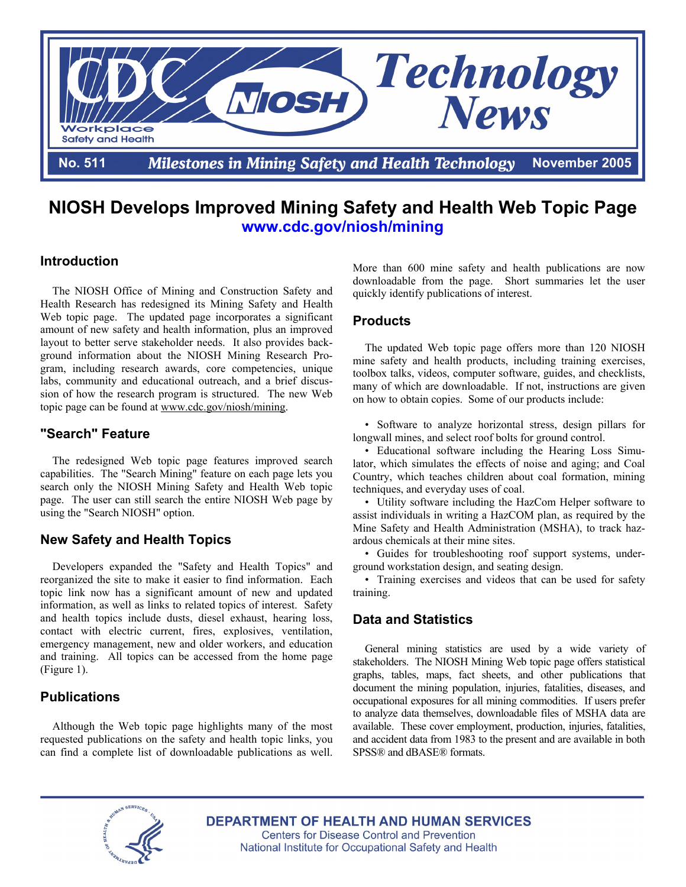# CDC NIOSH Technology News

Workplace Safety and Health

**No. 511** — *Milestones in Mining Safety and Health Technology* — **November 2005**

# NIOSH Develops Improved Mining Safety and Health Web Topic Page

**www.cdc.gov/niosh/mining**

## Introduction

The NIOSH Office of Mining and Construction Safety and Health Research has redesigned its Mining Safety and Health Web topic page. The updated page incorporates a significant amount of new safety and health information, plus an improved layout to better serve stakeholder needs. It also provides background information about the NIOSH Mining Research Program, including research awards, core competencies, unique labs, community and educational outreach, and a brief discussion of how the research program is structured. The new Web topic page can be found at www.cdc.gov/niosh/mining.

## "Search" Feature

The redesigned Web topic page features improved search capabilities. The "Search Mining" feature on each page lets you search only the NIOSH Mining Safety and Health Web topic page. The user can still search the entire NIOSH Web page by using the "Search NIOSH" option.

## New Safety and Health Topics

Developers expanded the "Safety and Health Topics" and reorganized the site to make it easier to find information. Each topic link now has a significant amount of new and updated information, as well as links to related topics of interest. Safety and health topics include dusts, diesel exhaust, hearing loss, contact with electric current, fires, explosives, ventilation, emergency management, new and older workers, and education and training. All topics can be accessed from the home page (Figure 1).

## Publications

Although the Web topic page highlights many of the most requested publications on the safety and health topic links, you can find a complete list of downloadable publications as well. More than 600 mine safety and health publications are now downloadable from the page. Short summaries let the user quickly identify publications of interest.

## Products

The updated Web topic page offers more than 120 NIOSH mine safety and health products, including training exercises, toolbox talks, videos, computer software, guides, and checklists, many of which are downloadable. If not, instructions are given on how to obtain copies. Some of our products include:

- Software to analyze horizontal stress, design pillars for longwall mines, and select roof bolts for ground control.
- Educational software including the Hearing Loss Simulator, which simulates the effects of noise and aging; and Coal Country, which teaches children about coal formation, mining techniques, and everyday uses of coal.
- Utility software including the HazCom Helper software to assist individuals in writing a HazCOM plan, as required by the Mine Safety and Health Administration (MSHA), to track hazardous chemicals at their mine sites.
- Guides for troubleshooting roof support systems, underground workstation design, and seating design.
- Training exercises and videos that can be used for safety training.

## Data and Statistics

General mining statistics are used by a wide variety of stakeholders. The NIOSH Mining Web topic page offers statistical graphs, tables, maps, fact sheets, and other publications that document the mining population, injuries, fatalities, diseases, and occupational exposures for all mining commodities. If users prefer to analyze data themselves, downloadable files of MSHA data are available. These cover employment, production, injuries, fatalities, and accident data from 1983 to the present and are available in both SPSS® and dBASE® formats.

**DEPARTMENT OF HEALTH AND HUMAN SERVICES**
Centers for Disease Control and Prevention
National Institute for Occupational Safety and Health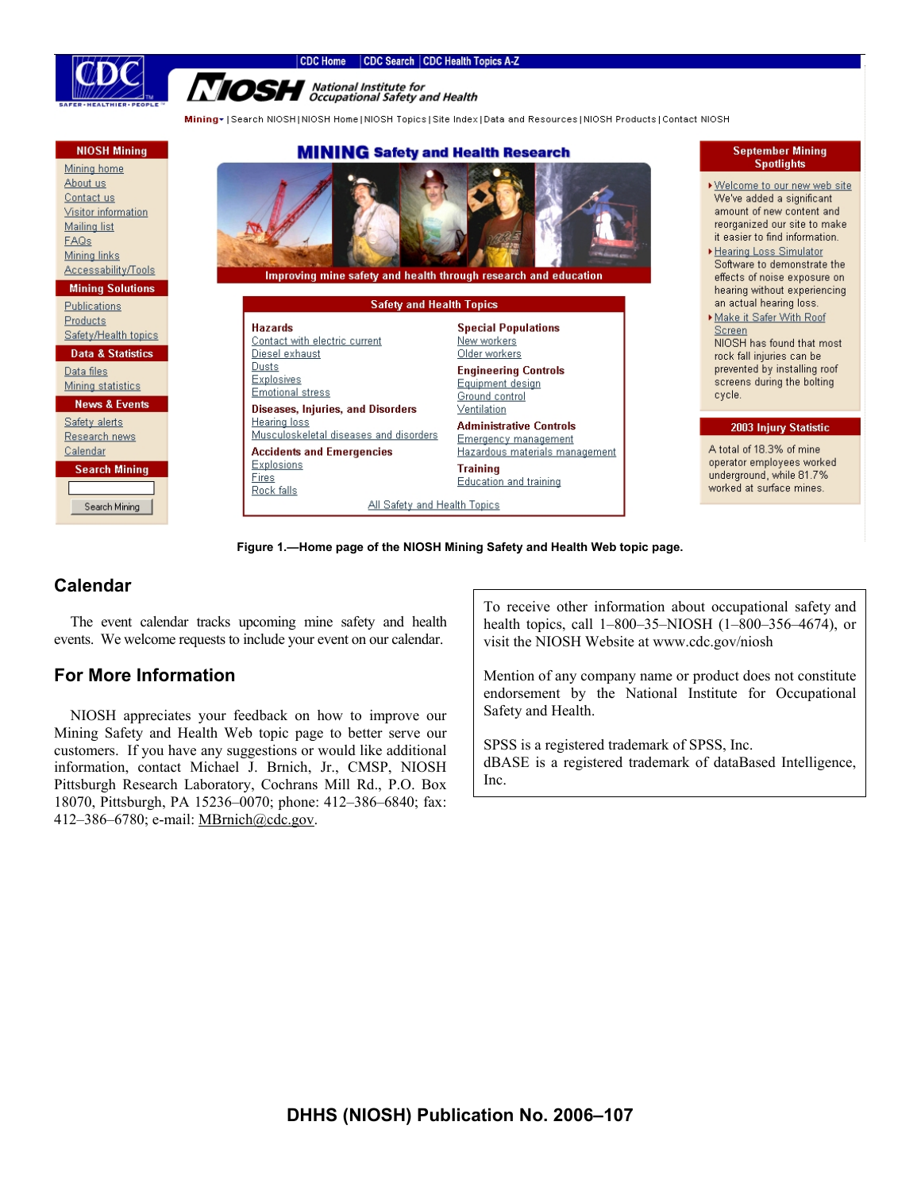CDC Home | CDC Search | CDC Health Topics A-Z

NIOSH National Institute for Occupational Safety and Health

Mining | Search NIOSH | NIOSH Home | NIOSH Topics | Site Index | Data and Resources | NIOSH Products | Contact NIOSH

NIOSH Mining
Mining home
About us
Contact us
Visitor information
Mailing list
FAQs
Mining links
Accessibility/Tools

Mining Solutions
Publications
Products
Safety/Health topics

Data & Statistics
Data files
Mining statistics

News & Events
Safety alerts
Research news
Calendar

Search Mining
Search Mining

MINING Safety and Health Research

Improving mine safety and health through research and education

Safety and Health Topics

Hazards
Contact with electric current
Diesel exhaust
Dusts
Explosives
Emotional stress

Diseases, Injuries, and Disorders
Hearing loss
Musculoskeletal diseases and disorders

Accidents and Emergencies
Explosions
Fires
Rock falls

Special Populations
New workers
Older workers

Engineering Controls
Equipment design
Ground control
Ventilation

Administrative Controls
Emergency management
Hazardous materials management

Training
Education and training

All Safety and Health Topics

September Mining Spotlights

Welcome to our new web site
We've added a significant amount of new content and reorganized our site to make it easier to find information.

Hearing Loss Simulator
Software to demonstrate the effects of noise exposure on hearing without experiencing an actual hearing loss.

Make it Safer With Roof Screen
NIOSH has found that most rock fall injuries can be prevented by installing roof screens during the bolting cycle.

2003 Injury Statistic
A total of 18.3% of mine operator employees worked underground, while 81.7% worked at surface mines.

**Figure 1.—Home page of the NIOSH Mining Safety and Health Web topic page.**

## Calendar

The event calendar tracks upcoming mine safety and health events. We welcome requests to include your event on our calendar.

## For More Information

NIOSH appreciates your feedback on how to improve our Mining Safety and Health Web topic page to better serve our customers. If you have any suggestions or would like additional information, contact Michael J. Brnich, Jr., CMSP, NIOSH Pittsburgh Research Laboratory, Cochrans Mill Rd., P.O. Box 18070, Pittsburgh, PA 15236–0070; phone: 412–386–6840; fax: 412–386–6780; e-mail: MBrnich@cdc.gov.

To receive other information about occupational safety and health topics, call 1–800–35–NIOSH (1–800–356–4674), or visit the NIOSH Website at www.cdc.gov/niosh

Mention of any company name or product does not constitute endorsement by the National Institute for Occupational Safety and Health.

SPSS is a registered trademark of SPSS, Inc.
dBASE is a registered trademark of dataBased Intelligence, Inc.

**DHHS (NIOSH) Publication No. 2006–107**